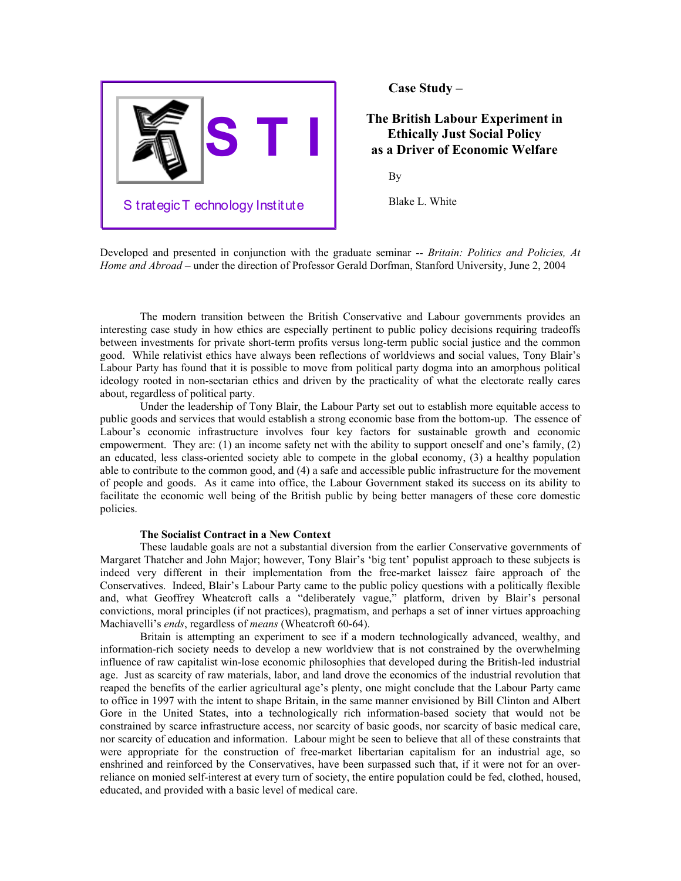S T I

Strategic Technology Institute

**Case Study –**

# The British Labour Experiment in Ethically Just Social Policy as a Driver of Economic Welfare

By

Blake L. White

Developed and presented in conjunction with the graduate seminar -- *Britain: Politics and Policies, At Home and Abroad* – under the direction of Professor Gerald Dorfman, Stanford University, June 2, 2004

The modern transition between the British Conservative and Labour governments provides an interesting case study in how ethics are especially pertinent to public policy decisions requiring tradeoffs between investments for private short-term profits versus long-term public social justice and the common good. While relativist ethics have always been reflections of worldviews and social values, Tony Blair's Labour Party has found that it is possible to move from political party dogma into an amorphous political ideology rooted in non-sectarian ethics and driven by the practicality of what the electorate really cares about, regardless of political party.

Under the leadership of Tony Blair, the Labour Party set out to establish more equitable access to public goods and services that would establish a strong economic base from the bottom-up. The essence of Labour's economic infrastructure involves four key factors for sustainable growth and economic empowerment. They are: (1) an income safety net with the ability to support oneself and one's family, (2) an educated, less class-oriented society able to compete in the global economy, (3) a healthy population able to contribute to the common good, and (4) a safe and accessible public infrastructure for the movement of people and goods. As it came into office, the Labour Government staked its success on its ability to facilitate the economic well being of the British public by being better managers of these core domestic policies.

**The Socialist Contract in a New Context**

These laudable goals are not a substantial diversion from the earlier Conservative governments of Margaret Thatcher and John Major; however, Tony Blair's 'big tent' populist approach to these subjects is indeed very different in their implementation from the free-market laissez faire approach of the Conservatives. Indeed, Blair's Labour Party came to the public policy questions with a politically flexible and, what Geoffrey Wheatcroft calls a "deliberately vague," platform, driven by Blair's personal convictions, moral principles (if not practices), pragmatism, and perhaps a set of inner virtues approaching Machiavelli's *ends*, regardless of *means* (Wheatcroft 60-64).

Britain is attempting an experiment to see if a modern technologically advanced, wealthy, and information-rich society needs to develop a new worldview that is not constrained by the overwhelming influence of raw capitalist win-lose economic philosophies that developed during the British-led industrial age. Just as scarcity of raw materials, labor, and land drove the economics of the industrial revolution that reaped the benefits of the earlier agricultural age's plenty, one might conclude that the Labour Party came to office in 1997 with the intent to shape Britain, in the same manner envisioned by Bill Clinton and Albert Gore in the United States, into a technologically rich information-based society that would not be constrained by scarce infrastructure access, nor scarcity of basic goods, nor scarcity of basic medical care, nor scarcity of education and information. Labour might be seen to believe that all of these constraints that were appropriate for the construction of free-market libertarian capitalism for an industrial age, so enshrined and reinforced by the Conservatives, have been surpassed such that, if it were not for an over-reliance on monied self-interest at every turn of society, the entire population could be fed, clothed, housed, educated, and provided with a basic level of medical care.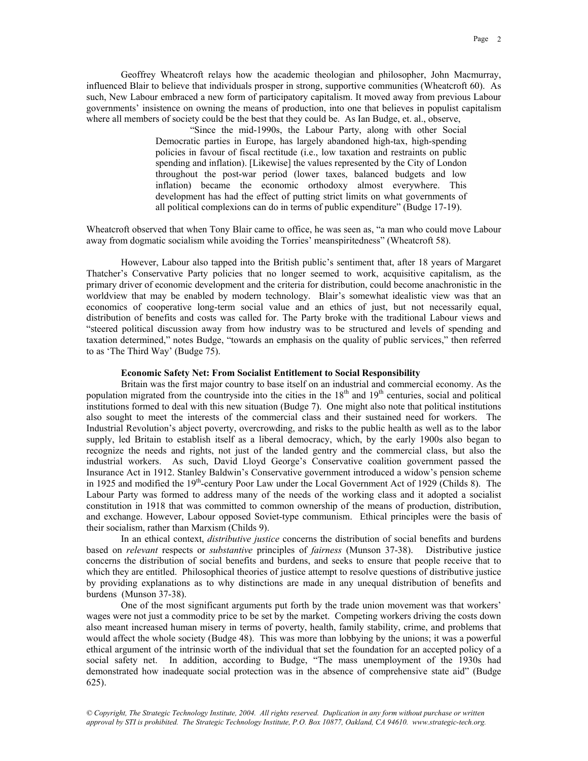Geoffrey Wheatcroft relays how the academic theologian and philosopher, John Macmurray, influenced Blair to believe that individuals prosper in strong, supportive communities (Wheatcroft 60). As such, New Labour embraced a new form of participatory capitalism. It moved away from previous Labour governments' insistence on owning the means of production, into one that believes in populist capitalism where all members of society could be the best that they could be. As Ian Budge, et. al., observe,

> "Since the mid-1990s, the Labour Party, along with other Social Democratic parties in Europe, has largely abandoned high-tax, high-spending policies in favour of fiscal rectitude (i.e., low taxation and restraints on public spending and inflation). [Likewise] the values represented by the City of London throughout the post-war period (lower taxes, balanced budgets and low inflation) became the economic orthodoxy almost everywhere. This development has had the effect of putting strict limits on what governments of all political complexions can do in terms of public expenditure" (Budge 17-19).

Wheatcroft observed that when Tony Blair came to office, he was seen as, "a man who could move Labour away from dogmatic socialism while avoiding the Torries' meanspiritedness" (Wheatcroft 58).

However, Labour also tapped into the British public's sentiment that, after 18 years of Margaret Thatcher's Conservative Party policies that no longer seemed to work, acquisitive capitalism, as the primary driver of economic development and the criteria for distribution, could become anachronistic in the worldview that may be enabled by modern technology. Blair's somewhat idealistic view was that an economics of cooperative long-term social value and an ethics of just, but not necessarily equal, distribution of benefits and costs was called for. The Party broke with the traditional Labour views and "steered political discussion away from how industry was to be structured and levels of spending and taxation determined," notes Budge, "towards an emphasis on the quality of public services," then referred to as 'The Third Way' (Budge 75).

### Economic Safety Net: From Socialist Entitlement to Social Responsibility

Britain was the first major country to base itself on an industrial and commercial economy. As the population migrated from the countryside into the cities in the 18th and 19th centuries, social and political institutions formed to deal with this new situation (Budge 7). One might also note that political institutions also sought to meet the interests of the commercial class and their sustained need for workers. The Industrial Revolution's abject poverty, overcrowding, and risks to the public health as well as to the labor supply, led Britain to establish itself as a liberal democracy, which, by the early 1900s also began to recognize the needs and rights, not just of the landed gentry and the commercial class, but also the industrial workers. As such, David Lloyd George's Conservative coalition government passed the Insurance Act in 1912. Stanley Baldwin's Conservative government introduced a widow's pension scheme in 1925 and modified the 19th-century Poor Law under the Local Government Act of 1929 (Childs 8). The Labour Party was formed to address many of the needs of the working class and it adopted a socialist constitution in 1918 that was committed to common ownership of the means of production, distribution, and exchange. However, Labour opposed Soviet-type communism. Ethical principles were the basis of their socialism, rather than Marxism (Childs 9).

In an ethical context, *distributive justice* concerns the distribution of social benefits and burdens based on *relevant* respects or *substantive* principles of *fairness* (Munson 37-38). Distributive justice concerns the distribution of social benefits and burdens, and seeks to ensure that people receive that to which they are entitled. Philosophical theories of justice attempt to resolve questions of distributive justice by providing explanations as to why distinctions are made in any unequal distribution of benefits and burdens (Munson 37-38).

One of the most significant arguments put forth by the trade union movement was that workers' wages were not just a commodity price to be set by the market. Competing workers driving the costs down also meant increased human misery in terms of poverty, health, family stability, crime, and problems that would affect the whole society (Budge 48). This was more than lobbying by the unions; it was a powerful ethical argument of the intrinsic worth of the individual that set the foundation for an accepted policy of a social safety net. In addition, according to Budge, "The mass unemployment of the 1930s had demonstrated how inadequate social protection was in the absence of comprehensive state aid" (Budge 625).

*© Copyright, The Strategic Technology Institute, 2004. All rights reserved. Duplication in any form without purchase or written approval by STI is prohibited. The Strategic Technology Institute, P.O. Box 10877, Oakland, CA 94610. www.strategic-tech.org.*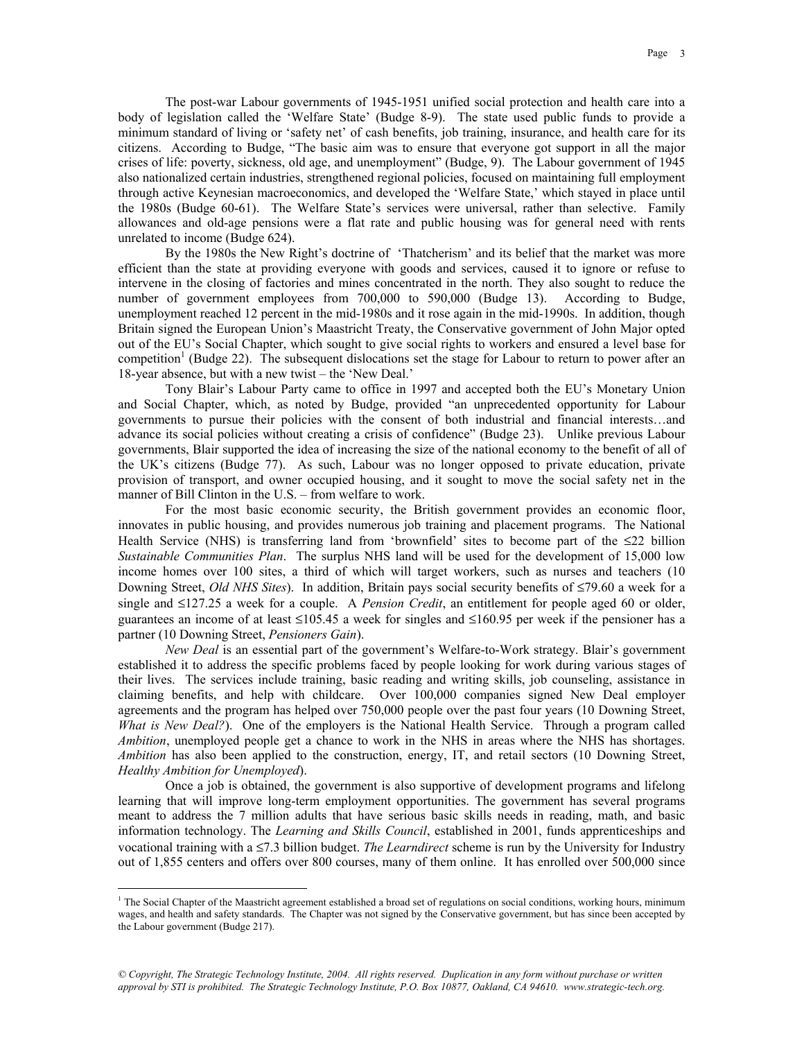The post-war Labour governments of 1945-1951 unified social protection and health care into a body of legislation called the 'Welfare State' (Budge 8-9). The state used public funds to provide a minimum standard of living or 'safety net' of cash benefits, job training, insurance, and health care for its citizens. According to Budge, "The basic aim was to ensure that everyone got support in all the major crises of life: poverty, sickness, old age, and unemployment" (Budge, 9). The Labour government of 1945 also nationalized certain industries, strengthened regional policies, focused on maintaining full employment through active Keynesian macroeconomics, and developed the 'Welfare State,' which stayed in place until the 1980s (Budge 60-61). The Welfare State's services were universal, rather than selective. Family allowances and old-age pensions were a flat rate and public housing was for general need with rents unrelated to income (Budge 624).

By the 1980s the New Right's doctrine of 'Thatcherism' and its belief that the market was more efficient than the state at providing everyone with goods and services, caused it to ignore or refuse to intervene in the closing of factories and mines concentrated in the north. They also sought to reduce the number of government employees from 700,000 to 590,000 (Budge 13). According to Budge, unemployment reached 12 percent in the mid-1980s and it rose again in the mid-1990s. In addition, though Britain signed the European Union's Maastricht Treaty, the Conservative government of John Major opted out of the EU's Social Chapter, which sought to give social rights to workers and ensured a level base for competition[1] (Budge 22). The subsequent dislocations set the stage for Labour to return to power after an 18-year absence, but with a new twist – the 'New Deal.'

Tony Blair's Labour Party came to office in 1997 and accepted both the EU's Monetary Union and Social Chapter, which, as noted by Budge, provided "an unprecedented opportunity for Labour governments to pursue their policies with the consent of both industrial and financial interests…and advance its social policies without creating a crisis of confidence" (Budge 23). Unlike previous Labour governments, Blair supported the idea of increasing the size of the national economy to the benefit of all of the UK's citizens (Budge 77). As such, Labour was no longer opposed to private education, private provision of transport, and owner occupied housing, and it sought to move the social safety net in the manner of Bill Clinton in the U.S. – from welfare to work.

For the most basic economic security, the British government provides an economic floor, innovates in public housing, and provides numerous job training and placement programs. The National Health Service (NHS) is transferring land from 'brownfield' sites to become part of the ≤22 billion *Sustainable Communities Plan*. The surplus NHS land will be used for the development of 15,000 low income homes over 100 sites, a third of which will target workers, such as nurses and teachers (10 Downing Street, *Old NHS Sites*). In addition, Britain pays social security benefits of ≤79.60 a week for a single and ≤127.25 a week for a couple. A *Pension Credit*, an entitlement for people aged 60 or older, guarantees an income of at least ≤105.45 a week for singles and ≤160.95 per week if the pensioner has a partner (10 Downing Street, *Pensioners Gain*).

*New Deal* is an essential part of the government's Welfare-to-Work strategy. Blair's government established it to address the specific problems faced by people looking for work during various stages of their lives. The services include training, basic reading and writing skills, job counseling, assistance in claiming benefits, and help with childcare. Over 100,000 companies signed New Deal employer agreements and the program has helped over 750,000 people over the past four years (10 Downing Street, *What is New Deal?*). One of the employers is the National Health Service. Through a program called *Ambition*, unemployed people get a chance to work in the NHS in areas where the NHS has shortages. *Ambition* has also been applied to the construction, energy, IT, and retail sectors (10 Downing Street, *Healthy Ambition for Unemployed*).

Once a job is obtained, the government is also supportive of development programs and lifelong learning that will improve long-term employment opportunities. The government has several programs meant to address the 7 million adults that have serious basic skills needs in reading, math, and basic information technology. The *Learning and Skills Council*, established in 2001, funds apprenticeships and vocational training with a ≤7.3 billion budget. *The Learndirect* scheme is run by the University for Industry out of 1,855 centers and offers over 800 courses, many of them online. It has enrolled over 500,000 since

[1] The Social Chapter of the Maastricht agreement established a broad set of regulations on social conditions, working hours, minimum wages, and health and safety standards. The Chapter was not signed by the Conservative government, but has since been accepted by the Labour government (Budge 217).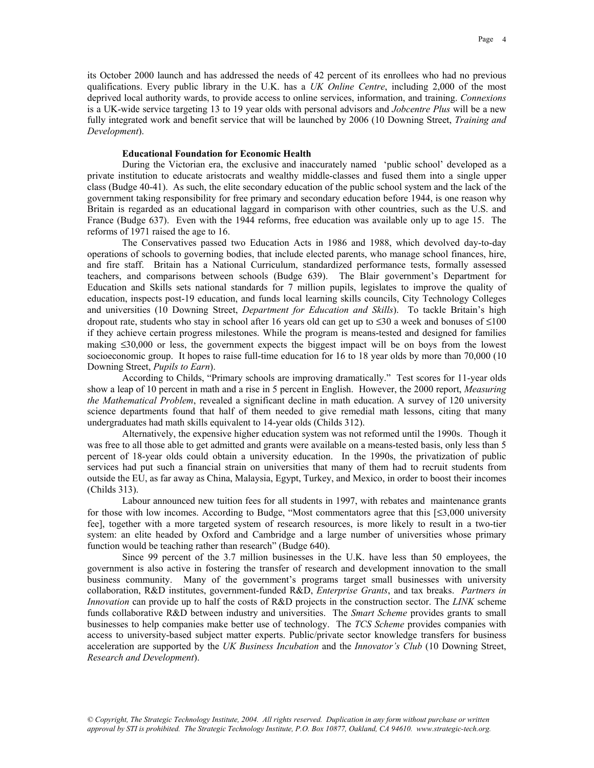its October 2000 launch and has addressed the needs of 42 percent of its enrollees who had no previous qualifications. Every public library in the U.K. has a *UK Online Centre*, including 2,000 of the most deprived local authority wards, to provide access to online services, information, and training. *Connexions* is a UK-wide service targeting 13 to 19 year olds with personal advisors and *Jobcentre Plus* will be a new fully integrated work and benefit service that will be launched by 2006 (10 Downing Street, *Training and Development*).

**Educational Foundation for Economic Health**

During the Victorian era, the exclusive and inaccurately named 'public school' developed as a private institution to educate aristocrats and wealthy middle-classes and fused them into a single upper class (Budge 40-41). As such, the elite secondary education of the public school system and the lack of the government taking responsibility for free primary and secondary education before 1944, is one reason why Britain is regarded as an educational laggard in comparison with other countries, such as the U.S. and France (Budge 637). Even with the 1944 reforms, free education was available only up to age 15. The reforms of 1971 raised the age to 16.

The Conservatives passed two Education Acts in 1986 and 1988, which devolved day-to-day operations of schools to governing bodies, that include elected parents, who manage school finances, hire, and fire staff. Britain has a National Curriculum, standardized performance tests, formally assessed teachers, and comparisons between schools (Budge 639). The Blair government's Department for Education and Skills sets national standards for 7 million pupils, legislates to improve the quality of education, inspects post-19 education, and funds local learning skills councils, City Technology Colleges and universities (10 Downing Street, *Department for Education and Skills*). To tackle Britain's high dropout rate, students who stay in school after 16 years old can get up to ≤30 a week and bonuses of ≤100 if they achieve certain progress milestones. While the program is means-tested and designed for families making ≤30,000 or less, the government expects the biggest impact will be on boys from the lowest socioeconomic group. It hopes to raise full-time education for 16 to 18 year olds by more than 70,000 (10 Downing Street, *Pupils to Earn*).

According to Childs, "Primary schools are improving dramatically." Test scores for 11-year olds show a leap of 10 percent in math and a rise in 5 percent in English. However, the 2000 report, *Measuring the Mathematical Problem*, revealed a significant decline in math education. A survey of 120 university science departments found that half of them needed to give remedial math lessons, citing that many undergraduates had math skills equivalent to 14-year olds (Childs 312).

Alternatively, the expensive higher education system was not reformed until the 1990s. Though it was free to all those able to get admitted and grants were available on a means-tested basis, only less than 5 percent of 18-year olds could obtain a university education. In the 1990s, the privatization of public services had put such a financial strain on universities that many of them had to recruit students from outside the EU, as far away as China, Malaysia, Egypt, Turkey, and Mexico, in order to boost their incomes (Childs 313).

Labour announced new tuition fees for all students in 1997, with rebates and maintenance grants for those with low incomes. According to Budge, "Most commentators agree that this [≤3,000 university fee], together with a more targeted system of research resources, is more likely to result in a two-tier system: an elite headed by Oxford and Cambridge and a large number of universities whose primary function would be teaching rather than research" (Budge 640).

Since 99 percent of the 3.7 million businesses in the U.K. have less than 50 employees, the government is also active in fostering the transfer of research and development innovation to the small business community. Many of the government's programs target small businesses with university collaboration, R&D institutes, government-funded R&D, *Enterprise Grants*, and tax breaks. *Partners in Innovation* can provide up to half the costs of R&D projects in the construction sector. The *LINK* scheme funds collaborative R&D between industry and universities. The *Smart Scheme* provides grants to small businesses to help companies make better use of technology. The *TCS Scheme* provides companies with access to university-based subject matter experts. Public/private sector knowledge transfers for business acceleration are supported by the *UK Business Incubation* and the *Innovator's Club* (10 Downing Street, *Research and Development*).

*© Copyright, The Strategic Technology Institute, 2004. All rights reserved. Duplication in any form without purchase or written approval by STI is prohibited. The Strategic Technology Institute, P.O. Box 10877, Oakland, CA 94610. www.strategic-tech.org.*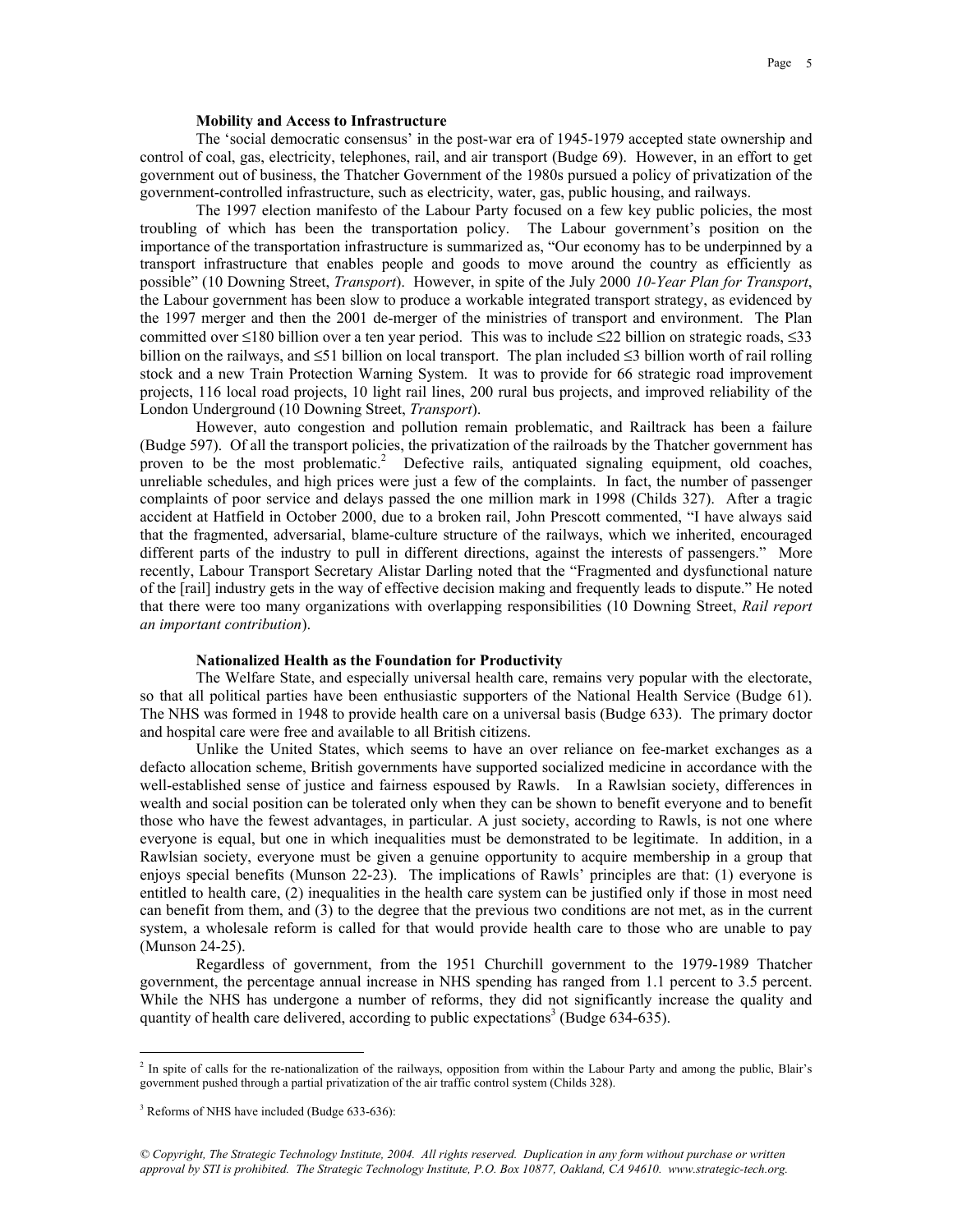**Mobility and Access to Infrastructure**

The 'social democratic consensus' in the post-war era of 1945-1979 accepted state ownership and control of coal, gas, electricity, telephones, rail, and air transport (Budge 69). However, in an effort to get government out of business, the Thatcher Government of the 1980s pursued a policy of privatization of the government-controlled infrastructure, such as electricity, water, gas, public housing, and railways.

The 1997 election manifesto of the Labour Party focused on a few key public policies, the most troubling of which has been the transportation policy. The Labour government's position on the importance of the transportation infrastructure is summarized as, "Our economy has to be underpinned by a transport infrastructure that enables people and goods to move around the country as efficiently as possible" (10 Downing Street, *Transport*). However, in spite of the July 2000 *10-Year Plan for Transport*, the Labour government has been slow to produce a workable integrated transport strategy, as evidenced by the 1997 merger and then the 2001 de-merger of the ministries of transport and environment. The Plan committed over ≤180 billion over a ten year period. This was to include ≤22 billion on strategic roads, ≤33 billion on the railways, and ≤51 billion on local transport. The plan included ≤3 billion worth of rail rolling stock and a new Train Protection Warning System. It was to provide for 66 strategic road improvement projects, 116 local road projects, 10 light rail lines, 200 rural bus projects, and improved reliability of the London Underground (10 Downing Street, *Transport*).

However, auto congestion and pollution remain problematic, and Railtrack has been a failure (Budge 597). Of all the transport policies, the privatization of the railroads by the Thatcher government has proven to be the most problematic.[2] Defective rails, antiquated signaling equipment, old coaches, unreliable schedules, and high prices were just a few of the complaints. In fact, the number of passenger complaints of poor service and delays passed the one million mark in 1998 (Childs 327). After a tragic accident at Hatfield in October 2000, due to a broken rail, John Prescott commented, "I have always said that the fragmented, adversarial, blame-culture structure of the railways, which we inherited, encouraged different parts of the industry to pull in different directions, against the interests of passengers." More recently, Labour Transport Secretary Alistar Darling noted that the "Fragmented and dysfunctional nature of the [rail] industry gets in the way of effective decision making and frequently leads to dispute." He noted that there were too many organizations with overlapping responsibilities (10 Downing Street, *Rail report an important contribution*).

**Nationalized Health as the Foundation for Productivity**

The Welfare State, and especially universal health care, remains very popular with the electorate, so that all political parties have been enthusiastic supporters of the National Health Service (Budge 61). The NHS was formed in 1948 to provide health care on a universal basis (Budge 633). The primary doctor and hospital care were free and available to all British citizens.

Unlike the United States, which seems to have an over reliance on fee-market exchanges as a defacto allocation scheme, British governments have supported socialized medicine in accordance with the well-established sense of justice and fairness espoused by Rawls. In a Rawlsian society, differences in wealth and social position can be tolerated only when they can be shown to benefit everyone and to benefit those who have the fewest advantages, in particular. A just society, according to Rawls, is not one where everyone is equal, but one in which inequalities must be demonstrated to be legitimate. In addition, in a Rawlsian society, everyone must be given a genuine opportunity to acquire membership in a group that enjoys special benefits (Munson 22-23). The implications of Rawls' principles are that: (1) everyone is entitled to health care, (2) inequalities in the health care system can be justified only if those in most need can benefit from them, and (3) to the degree that the previous two conditions are not met, as in the current system, a wholesale reform is called for that would provide health care to those who are unable to pay (Munson 24-25).

Regardless of government, from the 1951 Churchill government to the 1979-1989 Thatcher government, the percentage annual increase in NHS spending has ranged from 1.1 percent to 3.5 percent. While the NHS has undergone a number of reforms, they did not significantly increase the quality and quantity of health care delivered, according to public expectations[3] (Budge 634-635).

---

[2] In spite of calls for the re-nationalization of the railways, opposition from within the Labour Party and among the public, Blair's government pushed through a partial privatization of the air traffic control system (Childs 328).

[3] Reforms of NHS have included (Budge 633-636):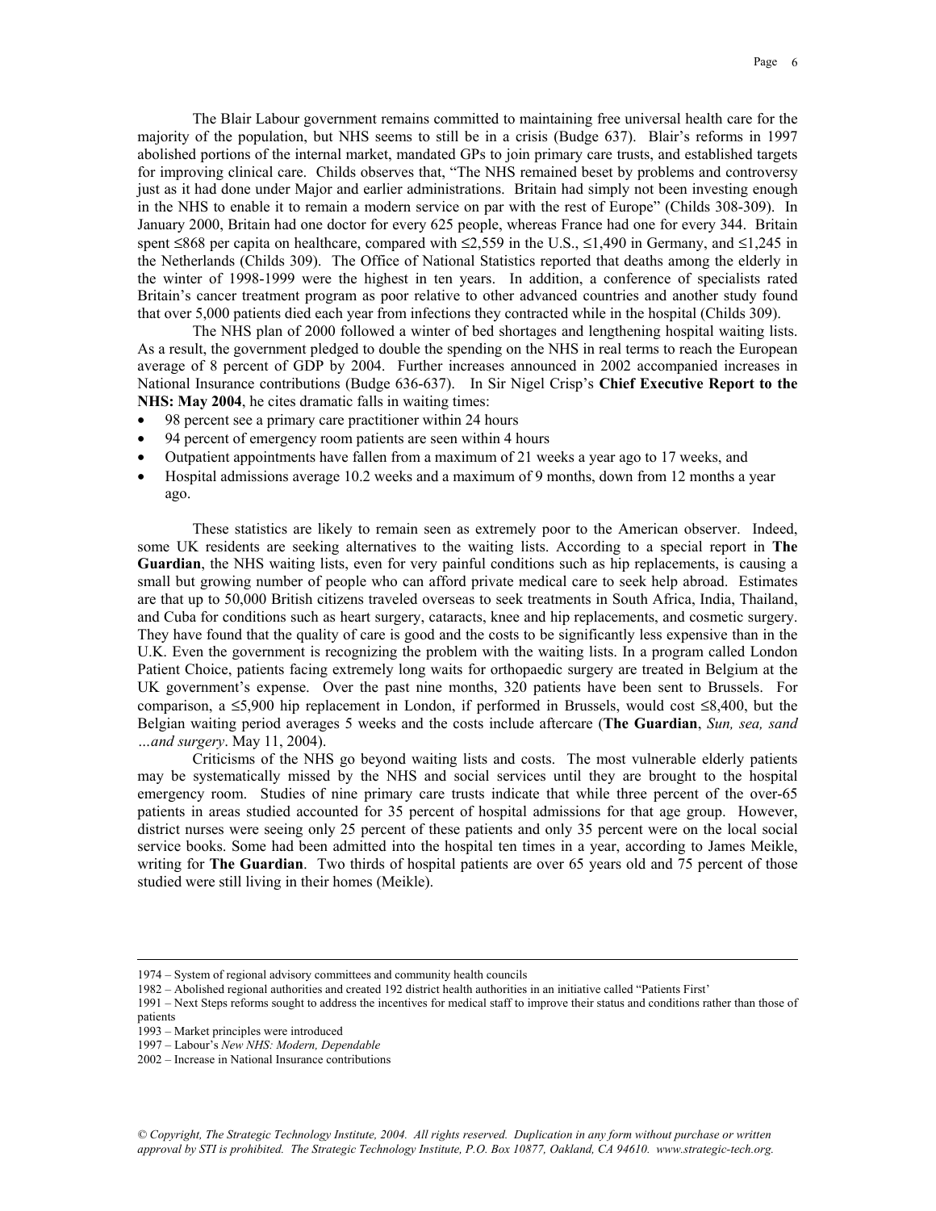The Blair Labour government remains committed to maintaining free universal health care for the majority of the population, but NHS seems to still be in a crisis (Budge 637). Blair's reforms in 1997 abolished portions of the internal market, mandated GPs to join primary care trusts, and established targets for improving clinical care. Childs observes that, "The NHS remained beset by problems and controversy just as it had done under Major and earlier administrations. Britain had simply not been investing enough in the NHS to enable it to remain a modern service on par with the rest of Europe" (Childs 308-309). In January 2000, Britain had one doctor for every 625 people, whereas France had one for every 344. Britain spent ≤868 per capita on healthcare, compared with ≤2,559 in the U.S., ≤1,490 in Germany, and ≤1,245 in the Netherlands (Childs 309). The Office of National Statistics reported that deaths among the elderly in the winter of 1998-1999 were the highest in ten years. In addition, a conference of specialists rated Britain's cancer treatment program as poor relative to other advanced countries and another study found that over 5,000 patients died each year from infections they contracted while in the hospital (Childs 309).

The NHS plan of 2000 followed a winter of bed shortages and lengthening hospital waiting lists. As a result, the government pledged to double the spending on the NHS in real terms to reach the European average of 8 percent of GDP by 2004. Further increases announced in 2002 accompanied increases in National Insurance contributions (Budge 636-637). In Sir Nigel Crisp's **Chief Executive Report to the NHS: May 2004**, he cites dramatic falls in waiting times:

- 98 percent see a primary care practitioner within 24 hours
- 94 percent of emergency room patients are seen within 4 hours
- Outpatient appointments have fallen from a maximum of 21 weeks a year ago to 17 weeks, and
- Hospital admissions average 10.2 weeks and a maximum of 9 months, down from 12 months a year ago.

These statistics are likely to remain seen as extremely poor to the American observer. Indeed, some UK residents are seeking alternatives to the waiting lists. According to a special report in **The Guardian**, the NHS waiting lists, even for very painful conditions such as hip replacements, is causing a small but growing number of people who can afford private medical care to seek help abroad. Estimates are that up to 50,000 British citizens traveled overseas to seek treatments in South Africa, India, Thailand, and Cuba for conditions such as heart surgery, cataracts, knee and hip replacements, and cosmetic surgery. They have found that the quality of care is good and the costs to be significantly less expensive than in the U.K. Even the government is recognizing the problem with the waiting lists. In a program called London Patient Choice, patients facing extremely long waits for orthopaedic surgery are treated in Belgium at the UK government's expense. Over the past nine months, 320 patients have been sent to Brussels. For comparison, a ≤5,900 hip replacement in London, if performed in Brussels, would cost ≤8,400, but the Belgian waiting period averages 5 weeks and the costs include aftercare (**The Guardian**, *Sun, sea, sand …and surgery*. May 11, 2004).

Criticisms of the NHS go beyond waiting lists and costs. The most vulnerable elderly patients may be systematically missed by the NHS and social services until they are brought to the hospital emergency room. Studies of nine primary care trusts indicate that while three percent of the over-65 patients in areas studied accounted for 35 percent of hospital admissions for that age group. However, district nurses were seeing only 25 percent of these patients and only 35 percent were on the local social service books. Some had been admitted into the hospital ten times in a year, according to James Meikle, writing for **The Guardian**. Two thirds of hospital patients are over 65 years old and 75 percent of those studied were still living in their homes (Meikle).

---

1974 – System of regional advisory committees and community health councils

1982 – Abolished regional authorities and created 192 district health authorities in an initiative called "Patients First'

1991 – Next Steps reforms sought to address the incentives for medical staff to improve their status and conditions rather than those of patients

1993 – Market principles were introduced

1997 – Labour's *New NHS: Modern, Dependable*

2002 – Increase in National Insurance contributions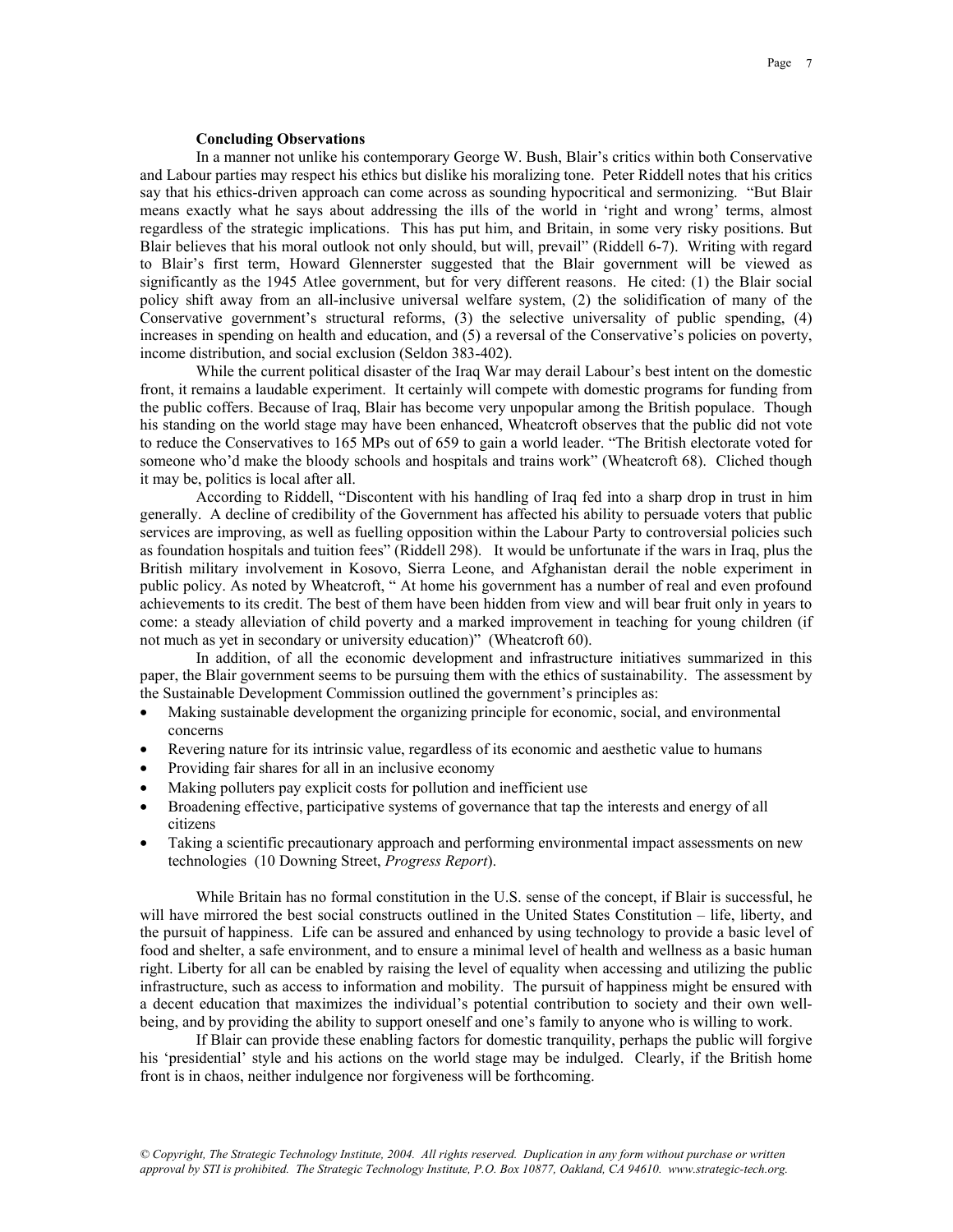**Concluding Observations**

In a manner not unlike his contemporary George W. Bush, Blair's critics within both Conservative and Labour parties may respect his ethics but dislike his moralizing tone. Peter Riddell notes that his critics say that his ethics-driven approach can come across as sounding hypocritical and sermonizing. "But Blair means exactly what he says about addressing the ills of the world in 'right and wrong' terms, almost regardless of the strategic implications. This has put him, and Britain, in some very risky positions. But Blair believes that his moral outlook not only should, but will, prevail" (Riddell 6-7). Writing with regard to Blair's first term, Howard Glennerster suggested that the Blair government will be viewed as significantly as the 1945 Atlee government, but for very different reasons. He cited: (1) the Blair social policy shift away from an all-inclusive universal welfare system, (2) the solidification of many of the Conservative government's structural reforms, (3) the selective universality of public spending, (4) increases in spending on health and education, and (5) a reversal of the Conservative's policies on poverty, income distribution, and social exclusion (Seldon 383-402).

While the current political disaster of the Iraq War may derail Labour's best intent on the domestic front, it remains a laudable experiment. It certainly will compete with domestic programs for funding from the public coffers. Because of Iraq, Blair has become very unpopular among the British populace. Though his standing on the world stage may have been enhanced, Wheatcroft observes that the public did not vote to reduce the Conservatives to 165 MPs out of 659 to gain a world leader. "The British electorate voted for someone who'd make the bloody schools and hospitals and trains work" (Wheatcroft 68). Cliched though it may be, politics is local after all.

According to Riddell, "Discontent with his handling of Iraq fed into a sharp drop in trust in him generally. A decline of credibility of the Government has affected his ability to persuade voters that public services are improving, as well as fuelling opposition within the Labour Party to controversial policies such as foundation hospitals and tuition fees" (Riddell 298). It would be unfortunate if the wars in Iraq, plus the British military involvement in Kosovo, Sierra Leone, and Afghanistan derail the noble experiment in public policy. As noted by Wheatcroft, " At home his government has a number of real and even profound achievements to its credit. The best of them have been hidden from view and will bear fruit only in years to come: a steady alleviation of child poverty and a marked improvement in teaching for young children (if not much as yet in secondary or university education)" (Wheatcroft 60).

In addition, of all the economic development and infrastructure initiatives summarized in this paper, the Blair government seems to be pursuing them with the ethics of sustainability. The assessment by the Sustainable Development Commission outlined the government's principles as:

- Making sustainable development the organizing principle for economic, social, and environmental concerns
- Revering nature for its intrinsic value, regardless of its economic and aesthetic value to humans
- Providing fair shares for all in an inclusive economy
- Making polluters pay explicit costs for pollution and inefficient use
- Broadening effective, participative systems of governance that tap the interests and energy of all citizens
- Taking a scientific precautionary approach and performing environmental impact assessments on new technologies (10 Downing Street, *Progress Report*).

While Britain has no formal constitution in the U.S. sense of the concept, if Blair is successful, he will have mirrored the best social constructs outlined in the United States Constitution – life, liberty, and the pursuit of happiness. Life can be assured and enhanced by using technology to provide a basic level of food and shelter, a safe environment, and to ensure a minimal level of health and wellness as a basic human right. Liberty for all can be enabled by raising the level of equality when accessing and utilizing the public infrastructure, such as access to information and mobility. The pursuit of happiness might be ensured with a decent education that maximizes the individual's potential contribution to society and their own well-being, and by providing the ability to support oneself and one's family to anyone who is willing to work.

If Blair can provide these enabling factors for domestic tranquility, perhaps the public will forgive his 'presidential' style and his actions on the world stage may be indulged. Clearly, if the British home front is in chaos, neither indulgence nor forgiveness will be forthcoming.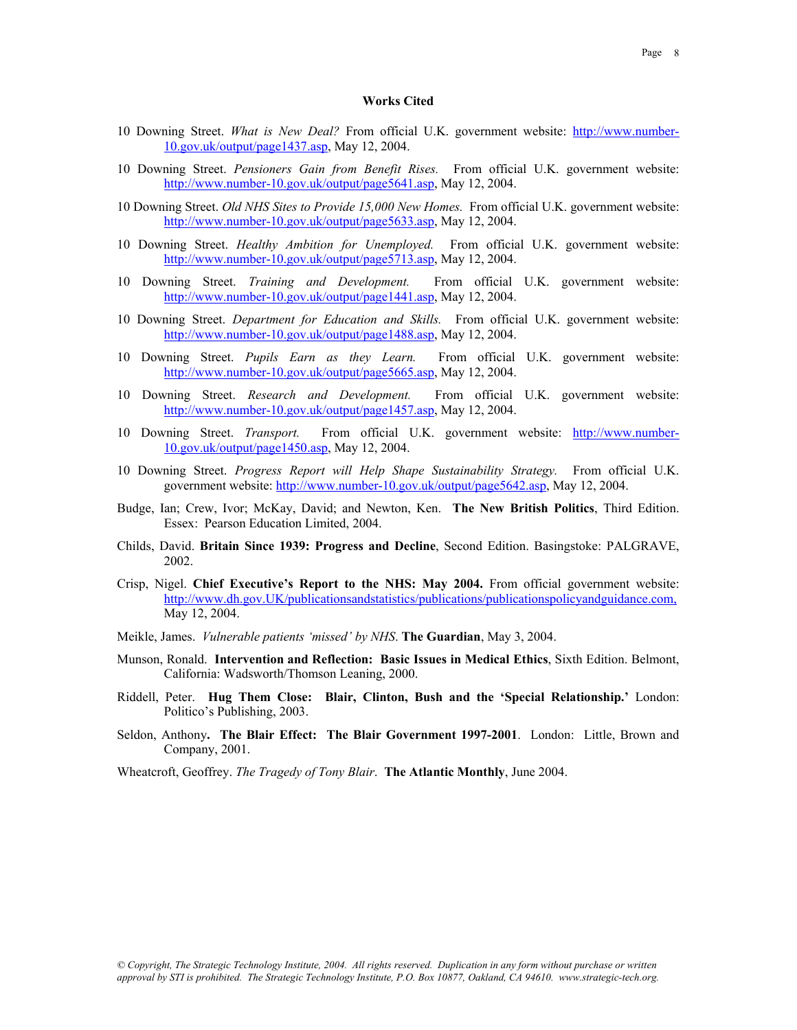## Works Cited

10 Downing Street. *What is New Deal?* From official U.K. government website: http://www.number-10.gov.uk/output/page1437.asp, May 12, 2004.

10 Downing Street. *Pensioners Gain from Benefit Rises.* From official U.K. government website: http://www.number-10.gov.uk/output/page5641.asp, May 12, 2004.

10 Downing Street. *Old NHS Sites to Provide 15,000 New Homes.* From official U.K. government website: http://www.number-10.gov.uk/output/page5633.asp, May 12, 2004.

10 Downing Street. *Healthy Ambition for Unemployed.* From official U.K. government website: http://www.number-10.gov.uk/output/page5713.asp, May 12, 2004.

10 Downing Street. *Training and Development.* From official U.K. government website: http://www.number-10.gov.uk/output/page1441.asp, May 12, 2004.

10 Downing Street. *Department for Education and Skills.* From official U.K. government website: http://www.number-10.gov.uk/output/page1488.asp, May 12, 2004.

10 Downing Street. *Pupils Earn as they Learn.* From official U.K. government website: http://www.number-10.gov.uk/output/page5665.asp, May 12, 2004.

10 Downing Street. *Research and Development.* From official U.K. government website: http://www.number-10.gov.uk/output/page1457.asp, May 12, 2004.

10 Downing Street. *Transport.* From official U.K. government website: http://www.number-10.gov.uk/output/page1450.asp, May 12, 2004.

10 Downing Street. *Progress Report will Help Shape Sustainability Strategy.* From official U.K. government website: http://www.number-10.gov.uk/output/page5642.asp, May 12, 2004.

Budge, Ian; Crew, Ivor; McKay, David; and Newton, Ken. **The New British Politics**, Third Edition. Essex: Pearson Education Limited, 2004.

Childs, David. **Britain Since 1939: Progress and Decline**, Second Edition. Basingstoke: PALGRAVE, 2002.

Crisp, Nigel. **Chief Executive's Report to the NHS: May 2004.** From official government website: http://www.dh.gov.UK/publicationsandstatistics/publications/publicationspolicyandguidance.com, May 12, 2004.

Meikle, James. *Vulnerable patients 'missed' by NHS*. **The Guardian**, May 3, 2004.

Munson, Ronald. **Intervention and Reflection: Basic Issues in Medical Ethics**, Sixth Edition. Belmont, California: Wadsworth/Thomson Leaning, 2000.

Riddell, Peter. **Hug Them Close: Blair, Clinton, Bush and the 'Special Relationship.'** London: Politico's Publishing, 2003.

Seldon, Anthony**. The Blair Effect: The Blair Government 1997-2001**. London: Little, Brown and Company, 2001.

Wheatcroft, Geoffrey. *The Tragedy of Tony Blair*. **The Atlantic Monthly**, June 2004.

*© Copyright, The Strategic Technology Institute, 2004. All rights reserved. Duplication in any form without purchase or written approval by STI is prohibited. The Strategic Technology Institute, P.O. Box 10877, Oakland, CA 94610. www.strategic-tech.org.*